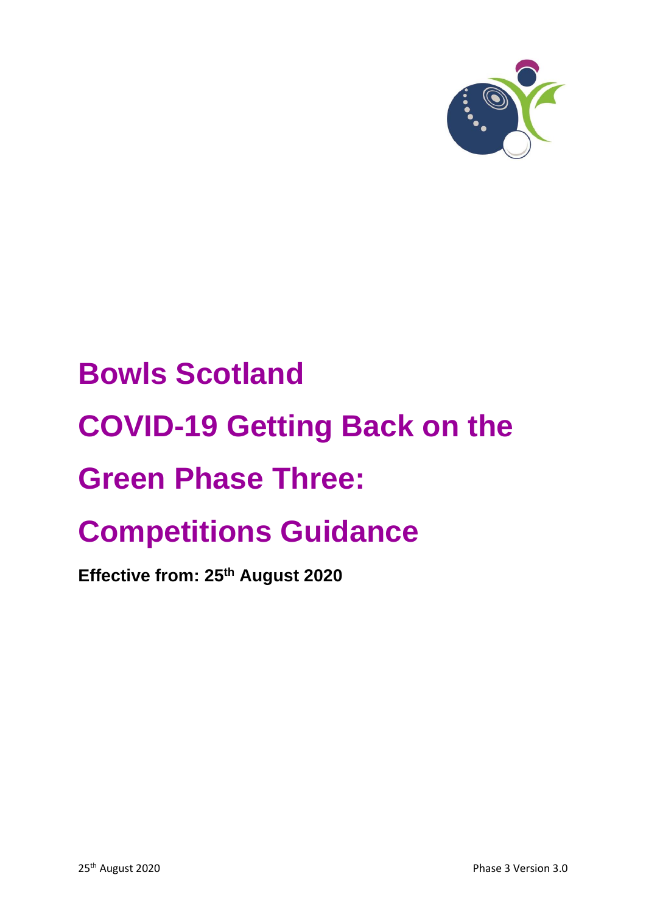# Bowls Scotland

# COVID-19 Getting Back on the Green Phase Three: Competitions Guidance

**Effective from: 25th August 2020**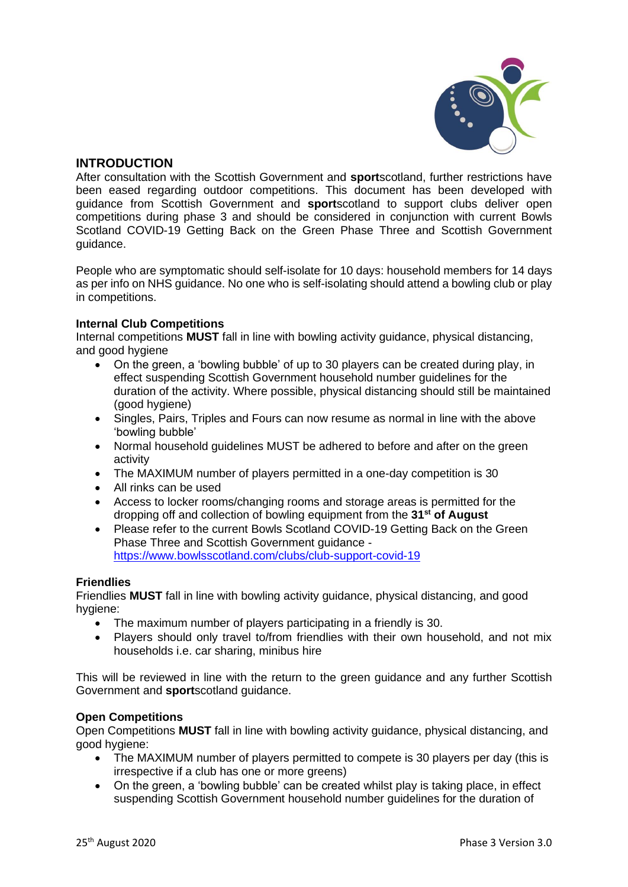## INTRODUCTION

After consultation with the Scottish Government and **sport**scotland, further restrictions have been eased regarding outdoor competitions. This document has been developed with guidance from Scottish Government and **sport**scotland to support clubs deliver open competitions during phase 3 and should be considered in conjunction with current Bowls Scotland COVID-19 Getting Back on the Green Phase Three and Scottish Government guidance.

People who are symptomatic should self-isolate for 10 days: household members for 14 days as per info on NHS guidance. No one who is self-isolating should attend a bowling club or play in competitions.

### Internal Club Competitions

Internal competitions **MUST** fall in line with bowling activity guidance, physical distancing, and good hygiene

- On the green, a 'bowling bubble' of up to 30 players can be created during play, in effect suspending Scottish Government household number guidelines for the duration of the activity. Where possible, physical distancing should still be maintained (good hygiene)
- Singles, Pairs, Triples and Fours can now resume as normal in line with the above 'bowling bubble'
- Normal household guidelines MUST be adhered to before and after on the green activity
- The MAXIMUM number of players permitted in a one-day competition is 30
- All rinks can be used
- Access to locker rooms/changing rooms and storage areas is permitted for the dropping off and collection of bowling equipment from the **31st of August**
- Please refer to the current Bowls Scotland COVID-19 Getting Back on the Green Phase Three and Scottish Government guidance - https://www.bowlsscotland.com/clubs/club-support-covid-19

### Friendlies

Friendlies **MUST** fall in line with bowling activity guidance, physical distancing, and good hygiene:

- The maximum number of players participating in a friendly is 30.
- Players should only travel to/from friendlies with their own household, and not mix households i.e. car sharing, minibus hire

This will be reviewed in line with the return to the green guidance and any further Scottish Government and **sport**scotland guidance.

### Open Competitions

Open Competitions **MUST** fall in line with bowling activity guidance, physical distancing, and good hygiene:

- The MAXIMUM number of players permitted to compete is 30 players per day (this is irrespective if a club has one or more greens)
- On the green, a 'bowling bubble' can be created whilst play is taking place, in effect suspending Scottish Government household number guidelines for the duration of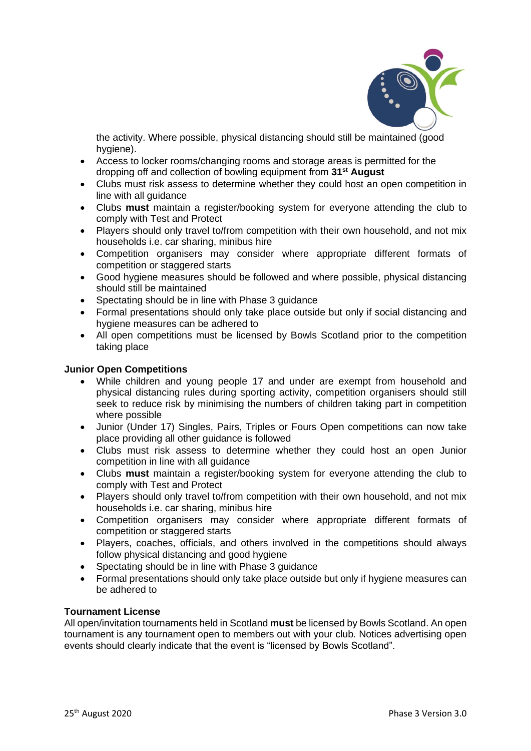the activity. Where possible, physical distancing should still be maintained (good hygiene).

- Access to locker rooms/changing rooms and storage areas is permitted for the dropping off and collection of bowling equipment from **31st August**
- Clubs must risk assess to determine whether they could host an open competition in line with all guidance
- Clubs **must** maintain a register/booking system for everyone attending the club to comply with Test and Protect
- Players should only travel to/from competition with their own household, and not mix households i.e. car sharing, minibus hire
- Competition organisers may consider where appropriate different formats of competition or staggered starts
- Good hygiene measures should be followed and where possible, physical distancing should still be maintained
- Spectating should be in line with Phase 3 guidance
- Formal presentations should only take place outside but only if social distancing and hygiene measures can be adhered to
- All open competitions must be licensed by Bowls Scotland prior to the competition taking place

**Junior Open Competitions**

- While children and young people 17 and under are exempt from household and physical distancing rules during sporting activity, competition organisers should still seek to reduce risk by minimising the numbers of children taking part in competition where possible
- Junior (Under 17) Singles, Pairs, Triples or Fours Open competitions can now take place providing all other guidance is followed
- Clubs must risk assess to determine whether they could host an open Junior competition in line with all guidance
- Clubs **must** maintain a register/booking system for everyone attending the club to comply with Test and Protect
- Players should only travel to/from competition with their own household, and not mix households i.e. car sharing, minibus hire
- Competition organisers may consider where appropriate different formats of competition or staggered starts
- Players, coaches, officials, and others involved in the competitions should always follow physical distancing and good hygiene
- Spectating should be in line with Phase 3 guidance
- Formal presentations should only take place outside but only if hygiene measures can be adhered to

**Tournament License**

All open/invitation tournaments held in Scotland **must** be licensed by Bowls Scotland. An open tournament is any tournament open to members out with your club. Notices advertising open events should clearly indicate that the event is "licensed by Bowls Scotland".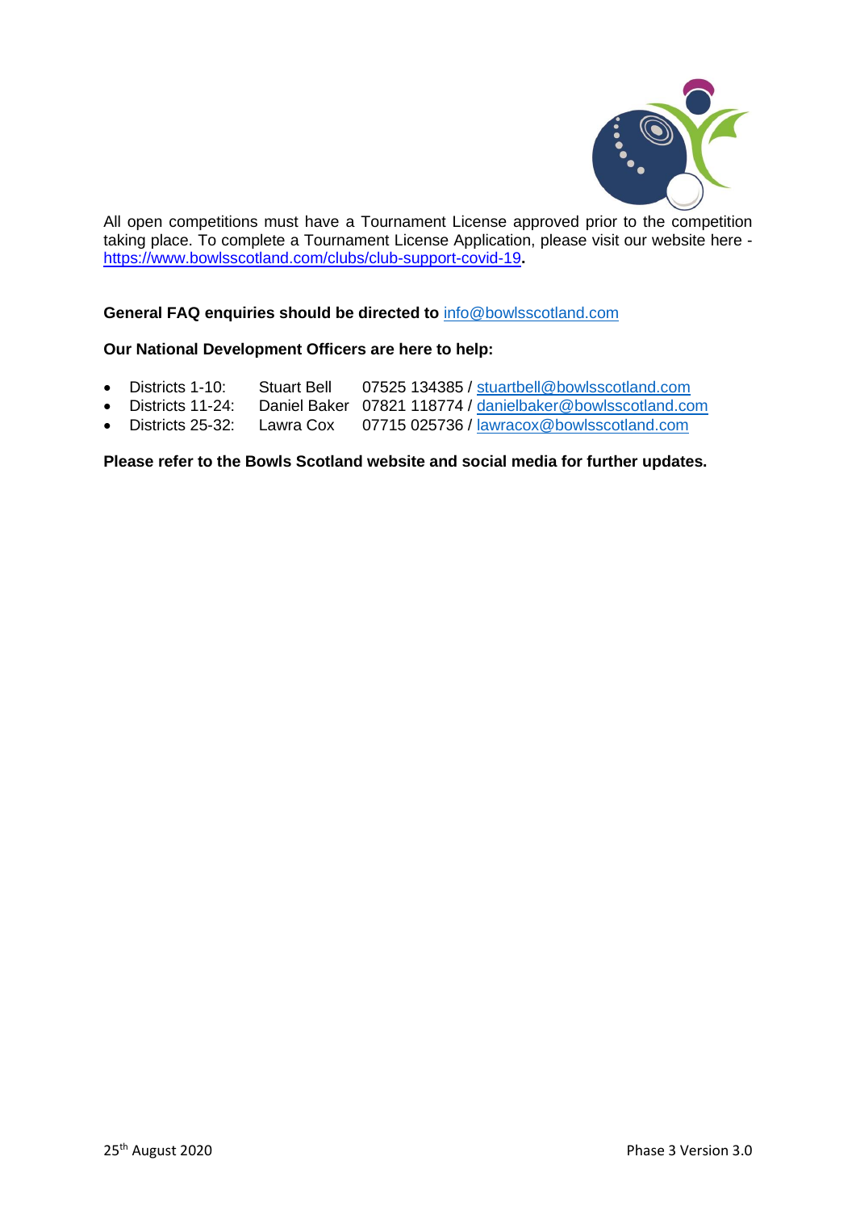All open competitions must have a Tournament License approved prior to the competition taking place. To complete a Tournament License Application, please visit our website here - https://www.bowlsscotland.com/clubs/club-support-covid-19.

**General FAQ enquiries should be directed to** info@bowlsscotland.com

**Our National Development Officers are here to help:**

- Districts 1-10: Stuart Bell 07525 134385 / stuartbell@bowlsscotland.com
- Districts 11-24: Daniel Baker 07821 118774 / danielbaker@bowlsscotland.com
- Districts 25-32: Lawra Cox 07715 025736 / lawracox@bowlsscotland.com

**Please refer to the Bowls Scotland website and social media for further updates.**